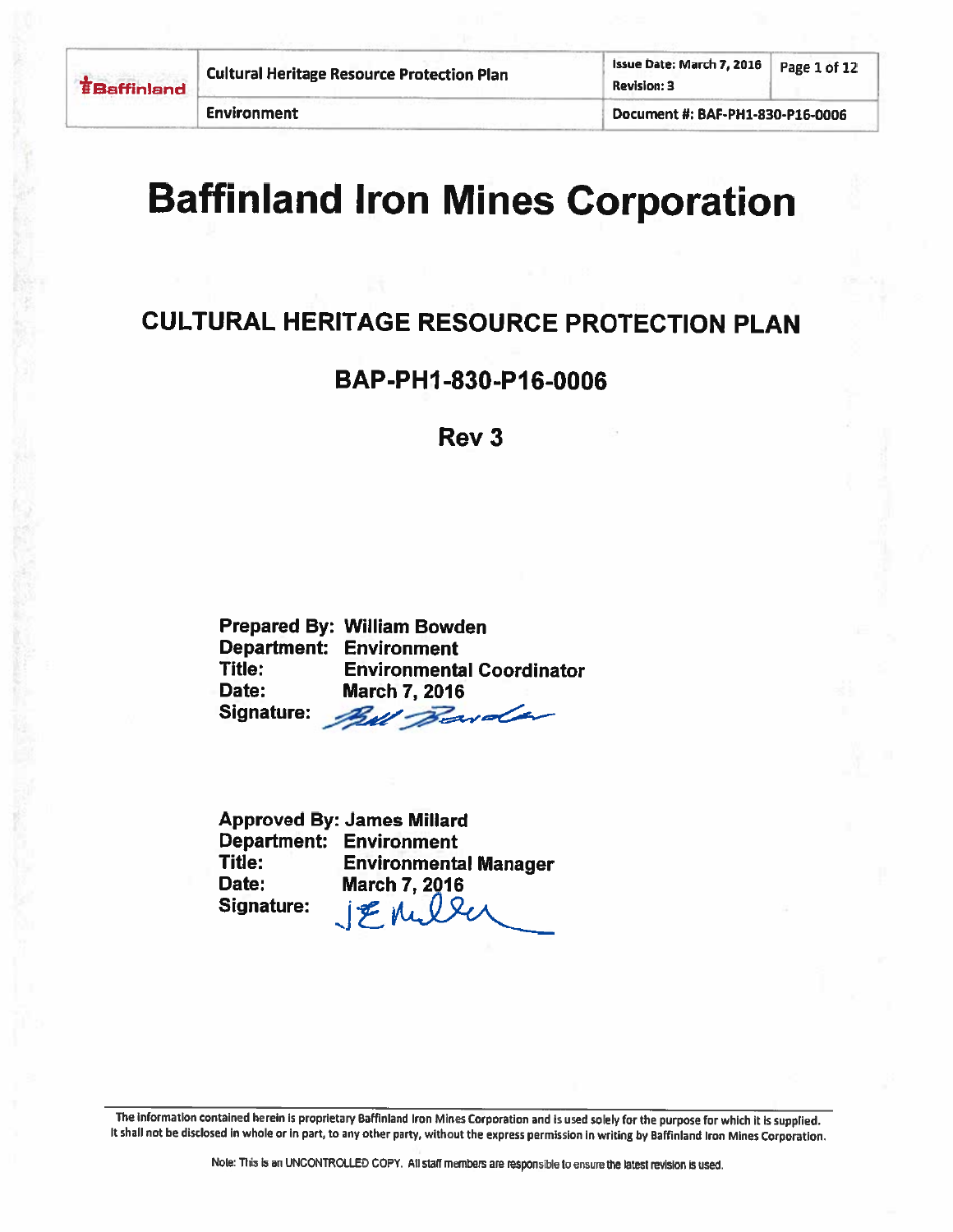# Baffinland Iron Mines Corporation

## CULTURAL HERITAGE RESOURCE PROTECTION PLAN

## BAP-PH1-830-P16-0006

## Rev 3

**Prepared By:** William Bowden
**Department:** Environment
**Title:** Environmental Coordinator
**Date:** March 7, 2016
**Signature:**

**Approved By:** James Millard
**Department:** Environment
**Title:** Environmental Manager
**Date:** March 7, 2016
**Signature:**

The information contained herein is proprietary Baffinland Iron Mines Corporation and is used solely for the purpose for which it is supplied. It shall not be disclosed in whole or in part, to any other party, without the express permission in writing by Baffinland Iron Mines Corporation.

Note: This is an UNCONTROLLED COPY. All staff members are responsible to ensure the latest revision is used.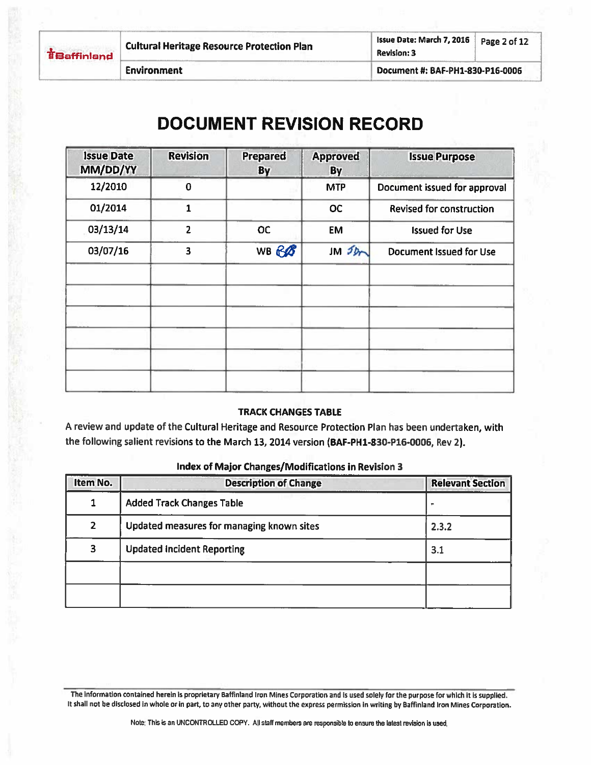# DOCUMENT REVISION RECORD

| Issue Date MM/DD/YY | Revision | Prepared By | Approved By | Issue Purpose |
|---|---|---|---|---|
| 12/2010 | 0 | | MTP | Document issued for approval |
| 01/2014 | 1 | | OC | Revised for construction |
| 03/13/14 | 2 | OC | EM | Issued for Use |
| 03/07/16 | 3 | WB | JM | Document Issued for Use |
| | | | | |
| | | | | |
| | | | | |
| | | | | |
| | | | | |
| | | | | |

**TRACK CHANGES TABLE**

A review and update of the Cultural Heritage and Resource Protection Plan has been undertaken, with the following salient revisions to the March 13, 2014 version (**BAF-PH1-830-P16-0006**, Rev 2).

**Index of Major Changes/Modifications in Revision 3**

| Item No. | Description of Change | Relevant Section |
|---|---|---|
| 1 | Added Track Changes Table | - |
| 2 | Updated measures for managing known sites | 2.3.2 |
| 3 | Updated Incident Reporting | 3.1 |
| | | |
| | | |

The information contained herein is proprietary Baffinland Iron Mines Corporation and is used solely for the purpose for which it is supplied. It shall not be disclosed in whole or in part, to any other party, without the express permission in writing by Baffinland Iron Mines Corporation.

Note: This is an UNCONTROLLED COPY. All staff members are responsible to ensure the latest revision is used.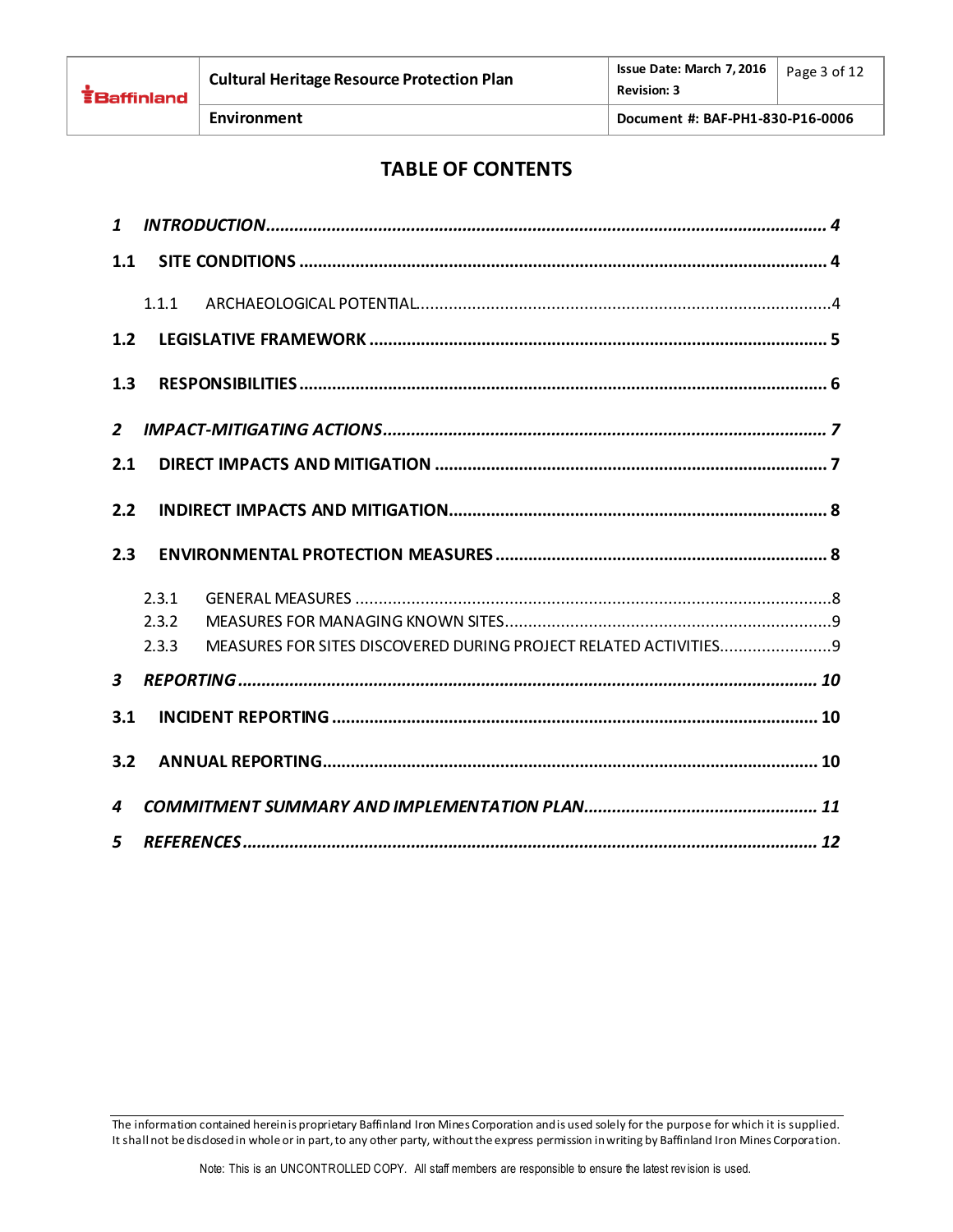# TABLE OF CONTENTS

*1 INTRODUCTION* ... *4*

**1.1 SITE CONDITIONS** ... **4**

1.1.1 ARCHAEOLOGICAL POTENTIAL ... 4

**1.2 LEGISLATIVE FRAMEWORK** ... **5**

**1.3 RESPONSIBILITIES** ... **6**

*2 IMPACT-MITIGATING ACTIONS* ... *7*

**2.1 DIRECT IMPACTS AND MITIGATION** ... **7**

**2.2 INDIRECT IMPACTS AND MITIGATION** ... **8**

**2.3 ENVIRONMENTAL PROTECTION MEASURES** ... **8**

2.3.1 GENERAL MEASURES ... 8

2.3.2 MEASURES FOR MANAGING KNOWN SITES ... 9

2.3.3 MEASURES FOR SITES DISCOVERED DURING PROJECT RELATED ACTIVITIES ... 9

*3 REPORTING* ... *10*

**3.1 INCIDENT REPORTING** ... **10**

**3.2 ANNUAL REPORTING** ... **10**

*4 COMMITMENT SUMMARY AND IMPLEMENTATION PLAN* ... *11*

*5 REFERENCES* ... *12*

The information contained herein is proprietary Baffinland Iron Mines Corporation and is used solely for the purpose for which it is supplied. It shall not be disclosed in whole or in part, to any other party, without the express permission in writing by Baffinland Iron Mines Corporation.

Note: This is an UNCONTROLLED COPY. All staff members are responsible to ensure the latest revision is used.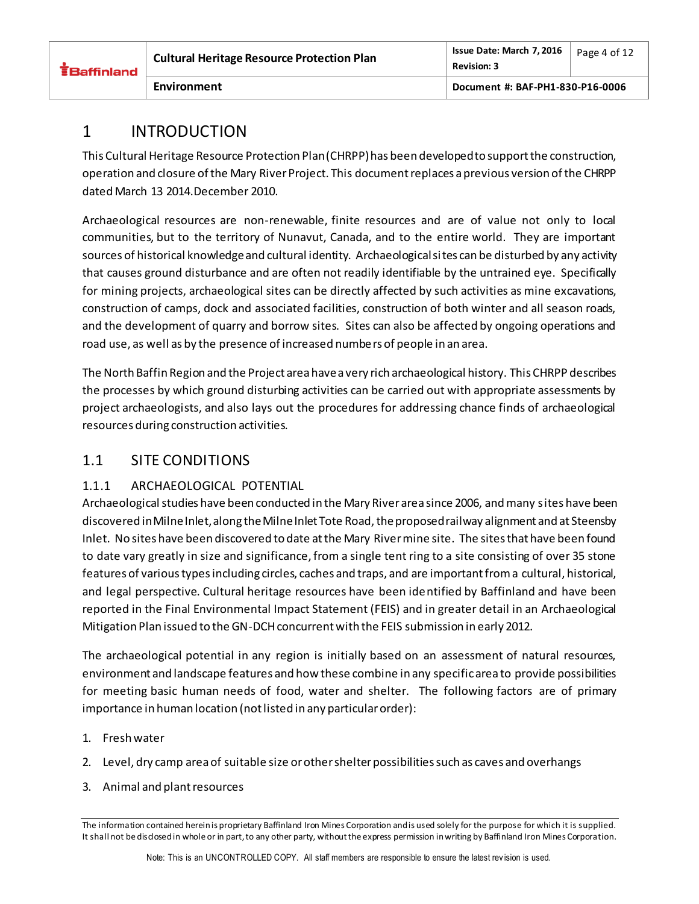# 1 INTRODUCTION

This Cultural Heritage Resource Protection Plan (CHRPP) has been developed to support the construction, operation and closure of the Mary River Project. This document replaces a previous version of the CHRPP dated March 13 2014.December 2010.

Archaeological resources are non-renewable, finite resources and are of value not only to local communities, but to the territory of Nunavut, Canada, and to the entire world. They are important sources of historical knowledge and cultural identity. Archaeological sites can be disturbed by any activity that causes ground disturbance and are often not readily identifiable by the untrained eye. Specifically for mining projects, archaeological sites can be directly affected by such activities as mine excavations, construction of camps, dock and associated facilities, construction of both winter and all season roads, and the development of quarry and borrow sites. Sites can also be affected by ongoing operations and road use, as well as by the presence of increased numbers of people in an area.

The North Baffin Region and the Project area have a very rich archaeological history. This CHRPP describes the processes by which ground disturbing activities can be carried out with appropriate assessments by project archaeologists, and also lays out the procedures for addressing chance finds of archaeological resources during construction activities.

## 1.1 SITE CONDITIONS

### 1.1.1 ARCHAEOLOGICAL POTENTIAL

Archaeological studies have been conducted in the Mary River area since 2006, and many sites have been discovered in Milne Inlet, along the Milne Inlet Tote Road, the proposed railway alignment and at Steensby Inlet. No sites have been discovered to date at the Mary River mine site. The sites that have been found to date vary greatly in size and significance, from a single tent ring to a site consisting of over 35 stone features of various types including circles, caches and traps, and are important from a cultural, historical, and legal perspective. Cultural heritage resources have been identified by Baffinland and have been reported in the Final Environmental Impact Statement (FEIS) and in greater detail in an Archaeological Mitigation Plan issued to the GN-DCH concurrent with the FEIS submission in early 2012.

The archaeological potential in any region is initially based on an assessment of natural resources, environment and landscape features and how these combine in any specific area to provide possibilities for meeting basic human needs of food, water and shelter. The following factors are of primary importance in human location (not listed in any particular order):

1. Fresh water
2. Level, dry camp area of suitable size or other shelter possibilities such as caves and overhangs
3. Animal and plant resources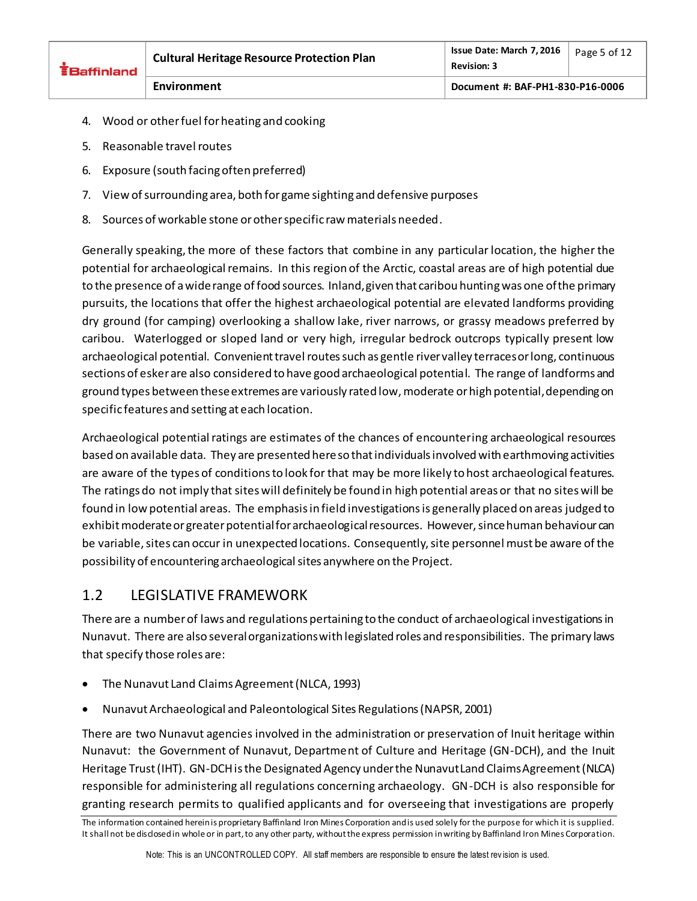4. Wood or other fuel for heating and cooking
5. Reasonable travel routes
6. Exposure (south facing often preferred)
7. View of surrounding area, both for game sighting and defensive purposes
8. Sources of workable stone or other specific raw materials needed.

Generally speaking, the more of these factors that combine in any particular location, the higher the potential for archaeological remains. In this region of the Arctic, coastal areas are of high potential due to the presence of a wide range of food sources. Inland, given that caribou hunting was one of the primary pursuits, the locations that offer the highest archaeological potential are elevated landforms providing dry ground (for camping) overlooking a shallow lake, river narrows, or grassy meadows preferred by caribou. Waterlogged or sloped land or very high, irregular bedrock outcrops typically present low archaeological potential. Convenient travel routes such as gentle river valley terraces or long, continuous sections of esker are also considered to have good archaeological potential. The range of landforms and ground types between these extremes are variously rated low, moderate or high potential, depending on specific features and setting at each location.

Archaeological potential ratings are estimates of the chances of encountering archaeological resources based on available data. They are presented here so that individuals involved with earthmoving activities are aware of the types of conditions to look for that may be more likely to host archaeological features. The ratings do not imply that sites will definitely be found in high potential areas or that no sites will be found in low potential areas. The emphasis in field investigations is generally placed on areas judged to exhibit moderate or greater potential for archaeological resources. However, since human behaviour can be variable, sites can occur in unexpected locations. Consequently, site personnel must be aware of the possibility of encountering archaeological sites anywhere on the Project.

## 1.2 LEGISLATIVE FRAMEWORK

There are a number of laws and regulations pertaining to the conduct of archaeological investigations in Nunavut. There are also several organizations with legislated roles and responsibilities. The primary laws that specify those roles are:

- The Nunavut Land Claims Agreement (NLCA, 1993)
- Nunavut Archaeological and Paleontological Sites Regulations (NAPSR, 2001)

There are two Nunavut agencies involved in the administration or preservation of Inuit heritage within Nunavut: the Government of Nunavut, Department of Culture and Heritage (GN-DCH), and the Inuit Heritage Trust (IHT). GN-DCH is the Designated Agency under the Nunavut Land Claims Agreement (NLCA) responsible for administering all regulations concerning archaeology. GN-DCH is also responsible for granting research permits to qualified applicants and for overseeing that investigations are properly

The information contained herein is proprietary Baffinland Iron Mines Corporation and is used solely for the purpose for which it is supplied. It shall not be disclosed in whole or in part, to any other party, without the express permission in writing by Baffinland Iron Mines Corporation.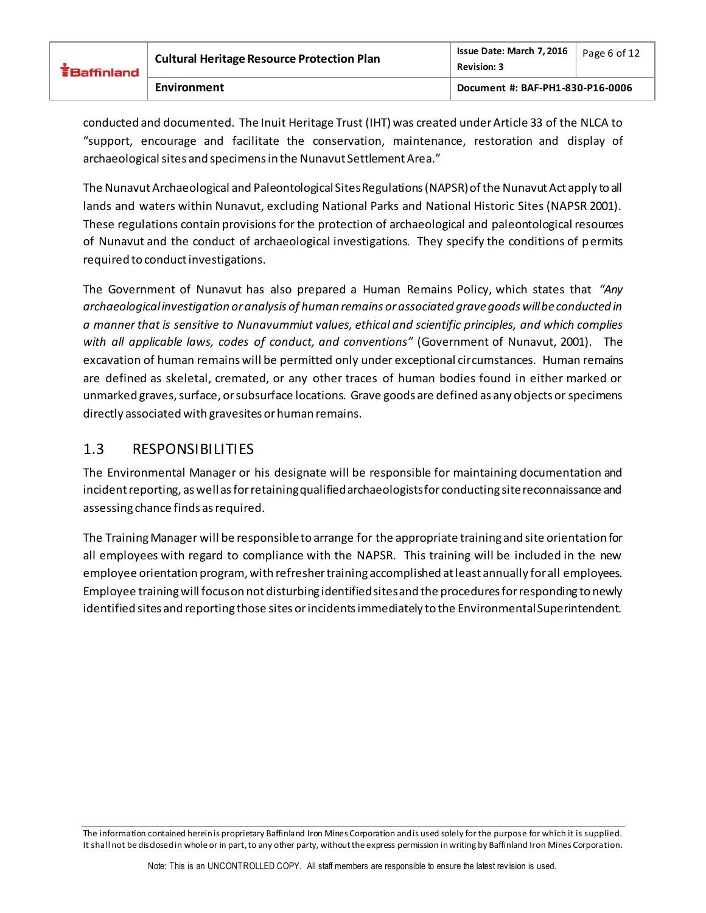conducted and documented. The Inuit Heritage Trust (IHT) was created under Article 33 of the NLCA to "support, encourage and facilitate the conservation, maintenance, restoration and display of archaeological sites and specimens in the Nunavut Settlement Area."

The Nunavut Archaeological and Paleontological Sites Regulations (NAPSR) of the Nunavut Act apply to all lands and waters within Nunavut, excluding National Parks and National Historic Sites (NAPSR 2001). These regulations contain provisions for the protection of archaeological and paleontological resources of Nunavut and the conduct of archaeological investigations. They specify the conditions of permits required to conduct investigations.

The Government of Nunavut has also prepared a Human Remains Policy, which states that *"Any archaeological investigation or analysis of human remains or associated grave goods will be conducted in a manner that is sensitive to Nunavummiut values, ethical and scientific principles, and which complies with all applicable laws, codes of conduct, and conventions"* (Government of Nunavut, 2001). The excavation of human remains will be permitted only under exceptional circumstances. Human remains are defined as skeletal, cremated, or any other traces of human bodies found in either marked or unmarked graves, surface, or subsurface locations. Grave goods are defined as any objects or specimens directly associated with gravesites or human remains.

## 1.3 RESPONSIBILITIES

The Environmental Manager or his designate will be responsible for maintaining documentation and incident reporting, as well as for retaining qualified archaeologists for conducting site reconnaissance and assessing chance finds as required.

The Training Manager will be responsible to arrange for the appropriate training and site orientation for all employees with regard to compliance with the NAPSR. This training will be included in the new employee orientation program, with refresher training accomplished at least annually for all employees. Employee training will focus on not disturbing identified sites and the procedures for responding to newly identified sites and reporting those sites or incidents immediately to the Environmental Superintendent.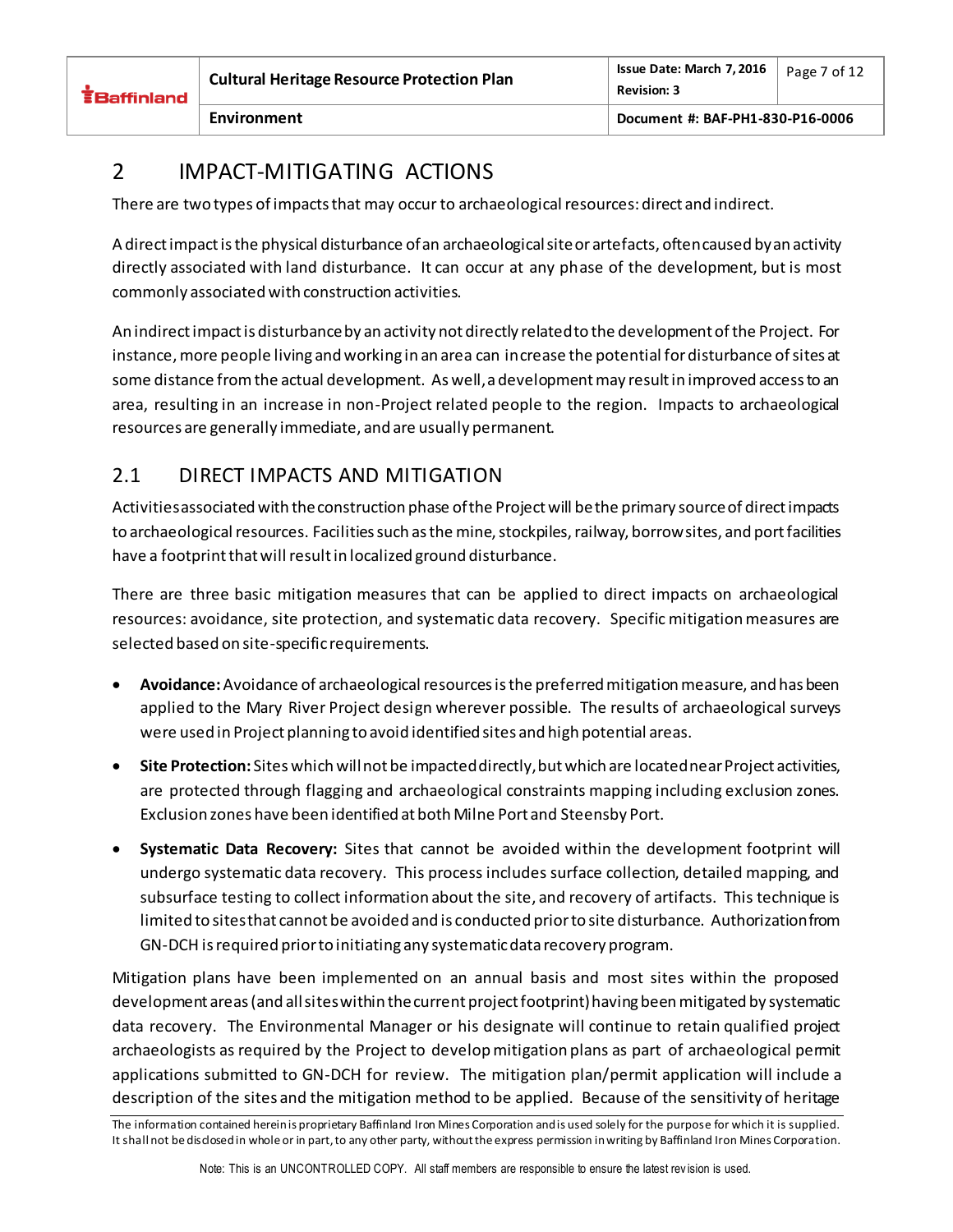# 2 IMPACT-MITIGATING ACTIONS

There are two types of impacts that may occur to archaeological resources: direct and indirect.

A direct impact is the physical disturbance of an archaeological site or artefacts, often caused by an activity directly associated with land disturbance. It can occur at any phase of the development, but is most commonly associated with construction activities.

An indirect impact is disturbance by an activity not directly related to the development of the Project. For instance, more people living and working in an area can increase the potential for disturbance of sites at some distance from the actual development. As well, a development may result in improved access to an area, resulting in an increase in non-Project related people to the region. Impacts to archaeological resources are generally immediate, and are usually permanent.

## 2.1 DIRECT IMPACTS AND MITIGATION

Activities associated with the construction phase of the Project will be the primary source of direct impacts to archaeological resources. Facilities such as the mine, stockpiles, railway, borrow sites, and port facilities have a footprint that will result in localized ground disturbance.

There are three basic mitigation measures that can be applied to direct impacts on archaeological resources: avoidance, site protection, and systematic data recovery. Specific mitigation measures are selected based on site-specific requirements.

- **Avoidance:** Avoidance of archaeological resources is the preferred mitigation measure, and has been applied to the Mary River Project design wherever possible. The results of archaeological surveys were used in Project planning to avoid identified sites and high potential areas.
- **Site Protection:** Sites which will not be impacted directly, but which are located near Project activities, are protected through flagging and archaeological constraints mapping including exclusion zones. Exclusion zones have been identified at both Milne Port and Steensby Port.
- **Systematic Data Recovery:** Sites that cannot be avoided within the development footprint will undergo systematic data recovery. This process includes surface collection, detailed mapping, and subsurface testing to collect information about the site, and recovery of artifacts. This technique is limited to sites that cannot be avoided and is conducted prior to site disturbance. Authorization from GN-DCH is required prior to initiating any systematic data recovery program.

Mitigation plans have been implemented on an annual basis and most sites within the proposed development areas (and all sites within the current project footprint) having been mitigated by systematic data recovery. The Environmental Manager or his designate will continue to retain qualified project archaeologists as required by the Project to develop mitigation plans as part of archaeological permit applications submitted to GN-DCH for review. The mitigation plan/permit application will include a description of the sites and the mitigation method to be applied. Because of the sensitivity of heritage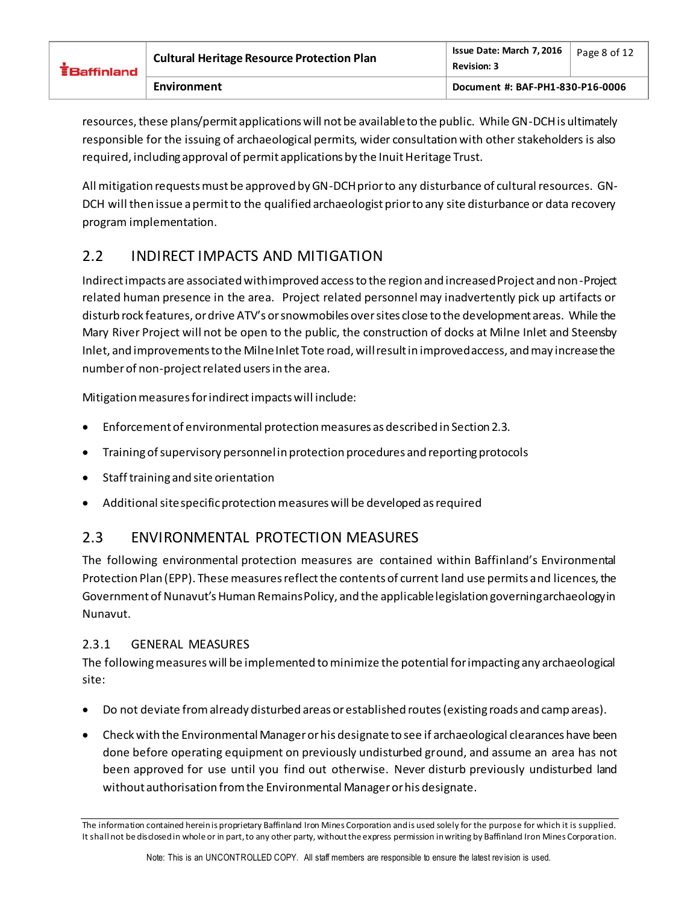resources, these plans/permit applications will not be available to the public. While GN-DCH is ultimately responsible for the issuing of archaeological permits, wider consultation with other stakeholders is also required, including approval of permit applications by the Inuit Heritage Trust.

All mitigation requests must be approved by GN-DCH prior to any disturbance of cultural resources. GN-DCH will then issue a permit to the qualified archaeologist prior to any site disturbance or data recovery program implementation.

## 2.2 INDIRECT IMPACTS AND MITIGATION

Indirect impacts are associated with improved access to the region and increased Project and non-Project related human presence in the area. Project related personnel may inadvertently pick up artifacts or disturb rock features, or drive ATV's or snowmobiles over sites close to the development areas. While the Mary River Project will not be open to the public, the construction of docks at Milne Inlet and Steensby Inlet, and improvements to the Milne Inlet Tote road, will result in improved access, and may increase the number of non-project related users in the area.

Mitigation measures for indirect impacts will include:

- Enforcement of environmental protection measures as described in Section 2.3.
- Training of supervisory personnel in protection procedures and reporting protocols
- Staff training and site orientation
- Additional site specific protection measures will be developed as required

## 2.3 ENVIRONMENTAL PROTECTION MEASURES

The following environmental protection measures are contained within Baffinland's Environmental Protection Plan (EPP). These measures reflect the contents of current land use permits and licences, the Government of Nunavut's Human Remains Policy, and the applicable legislation governing archaeology in Nunavut.

### 2.3.1 GENERAL MEASURES

The following measures will be implemented to minimize the potential for impacting any archaeological site:

- Do not deviate from already disturbed areas or established routes (existing roads and camp areas).
- Check with the Environmental Manager or his designate to see if archaeological clearances have been done before operating equipment on previously undisturbed ground, and assume an area has not been approved for use until you find out otherwise. Never disturb previously undisturbed land without authorisation from the Environmental Manager or his designate.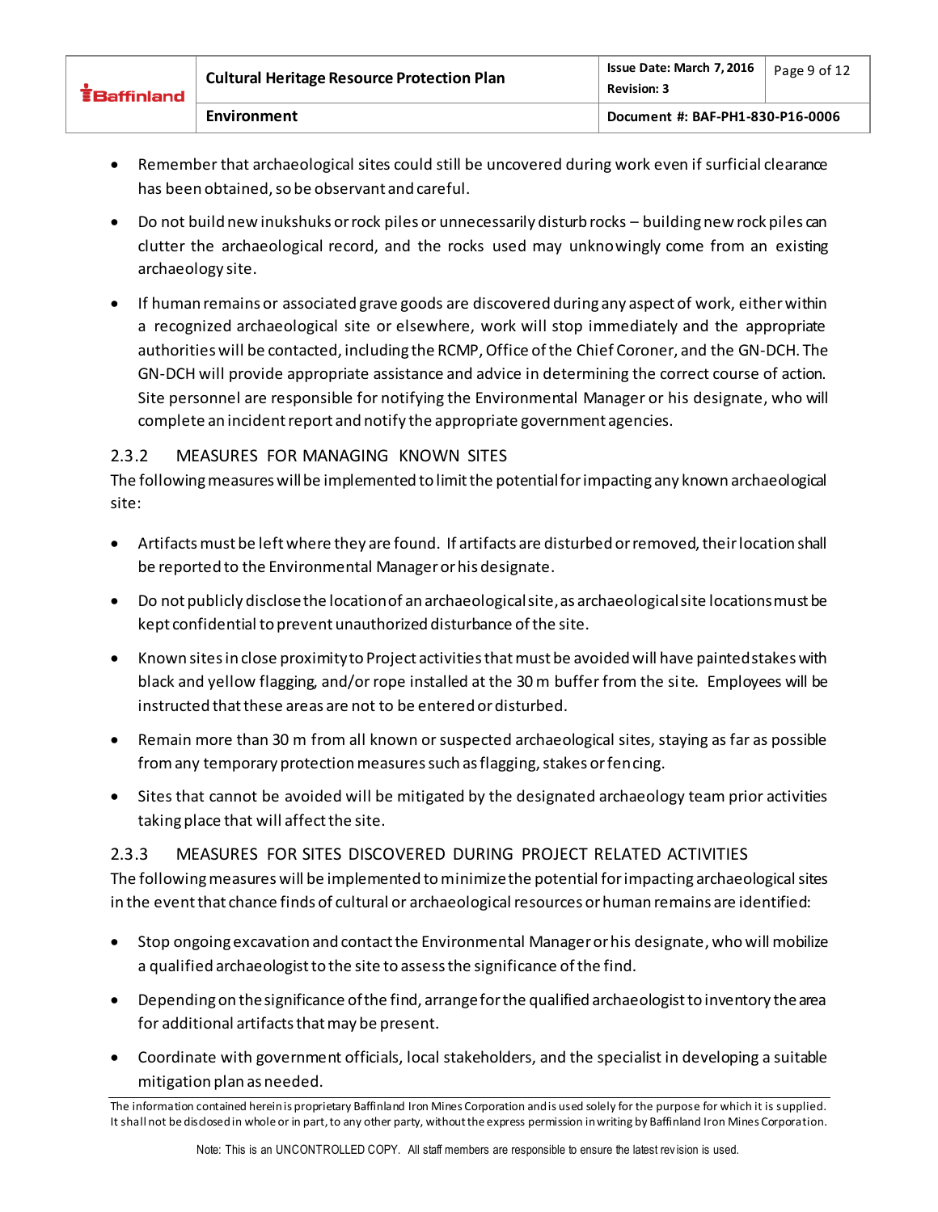- Remember that archaeological sites could still be uncovered during work even if surficial clearance has been obtained, so be observant and careful.
- Do not build new inukshuks or rock piles or unnecessarily disturb rocks – building new rock piles can clutter the archaeological record, and the rocks used may unknowingly come from an existing archaeology site.
- If human remains or associated grave goods are discovered during any aspect of work, either within a recognized archaeological site or elsewhere, work will stop immediately and the appropriate authorities will be contacted, including the RCMP, Office of the Chief Coroner, and the GN-DCH. The GN-DCH will provide appropriate assistance and advice in determining the correct course of action. Site personnel are responsible for notifying the Environmental Manager or his designate, who will complete an incident report and notify the appropriate government agencies.

### 2.3.2 MEASURES FOR MANAGING KNOWN SITES

The following measures will be implemented to limit the potential for impacting any known archaeological site:

- Artifacts must be left where they are found. If artifacts are disturbed or removed, their location shall be reported to the Environmental Manager or his designate.
- Do not publicly disclose the location of an archaeological site, as archaeological site locations must be kept confidential to prevent unauthorized disturbance of the site.
- Known sites in close proximity to Project activities that must be avoided will have painted stakes with black and yellow flagging, and/or rope installed at the 30 m buffer from the site. Employees will be instructed that these areas are not to be entered or disturbed.
- Remain more than 30 m from all known or suspected archaeological sites, staying as far as possible from any temporary protection measures such as flagging, stakes or fencing.
- Sites that cannot be avoided will be mitigated by the designated archaeology team prior activities taking place that will affect the site.

### 2.3.3 MEASURES FOR SITES DISCOVERED DURING PROJECT RELATED ACTIVITIES

The following measures will be implemented to minimize the potential for impacting archaeological sites in the event that chance finds of cultural or archaeological resources or human remains are identified:

- Stop ongoing excavation and contact the Environmental Manager or his designate, who will mobilize a qualified archaeologist to the site to assess the significance of the find.
- Depending on the significance of the find, arrange for the qualified archaeologist to inventory the area for additional artifacts that may be present.
- Coordinate with government officials, local stakeholders, and the specialist in developing a suitable mitigation plan as needed.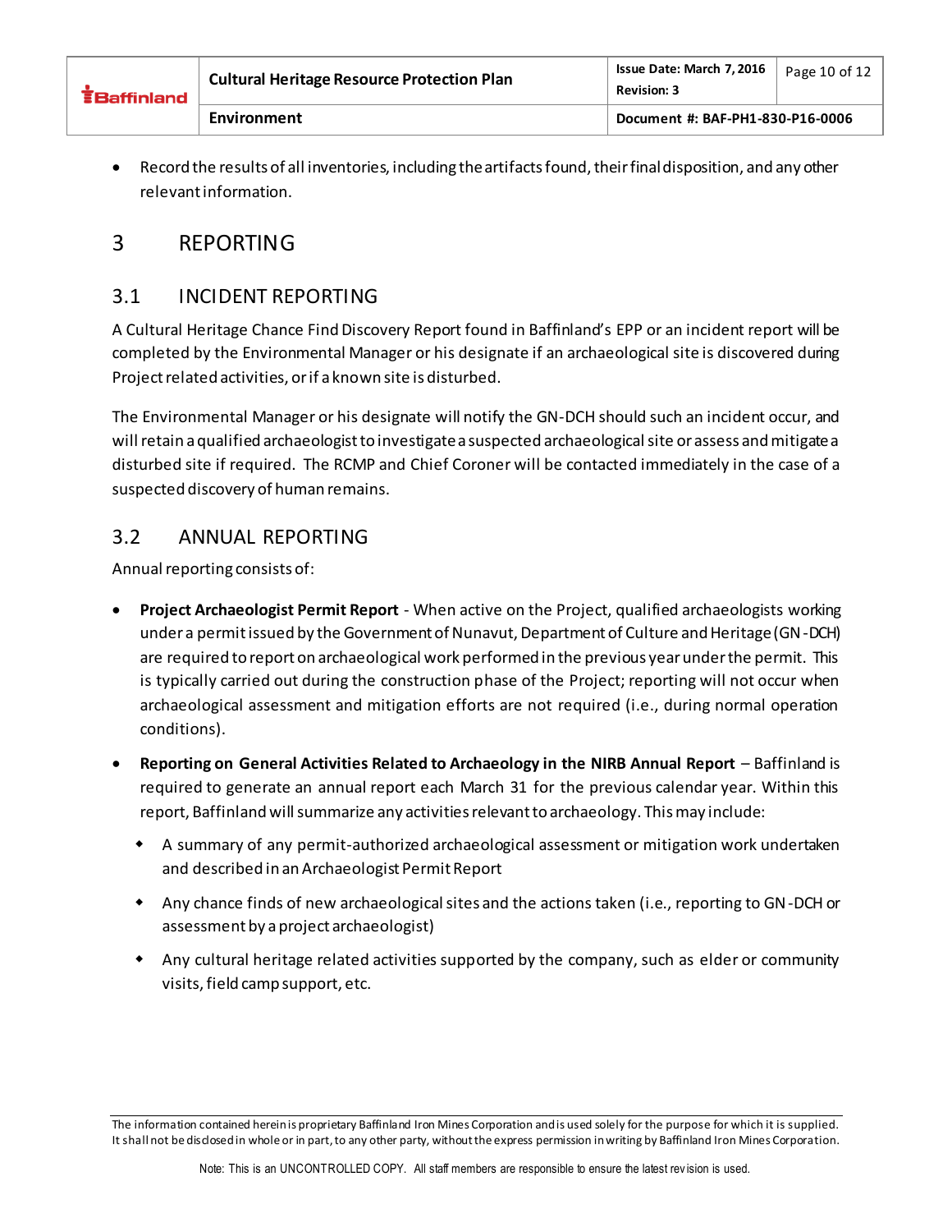- Record the results of all inventories, including the artifacts found, their final disposition, and any other relevant information.

# 3 REPORTING

## 3.1 INCIDENT REPORTING

A Cultural Heritage Chance Find Discovery Report found in Baffinland's EPP or an incident report will be completed by the Environmental Manager or his designate if an archaeological site is discovered during Project related activities, or if a known site is disturbed.

The Environmental Manager or his designate will notify the GN-DCH should such an incident occur, and will retain a qualified archaeologist to investigate a suspected archaeological site or assess and mitigate a disturbed site if required. The RCMP and Chief Coroner will be contacted immediately in the case of a suspected discovery of human remains.

## 3.2 ANNUAL REPORTING

Annual reporting consists of:

- **Project Archaeologist Permit Report** - When active on the Project, qualified archaeologists working under a permit issued by the Government of Nunavut, Department of Culture and Heritage (GN-DCH) are required to report on archaeological work performed in the previous year under the permit. This is typically carried out during the construction phase of the Project; reporting will not occur when archaeological assessment and mitigation efforts are not required (i.e., during normal operation conditions).
- **Reporting on General Activities Related to Archaeology in the NIRB Annual Report** – Baffinland is required to generate an annual report each March 31 for the previous calendar year. Within this report, Baffinland will summarize any activities relevant to archaeology. This may include:
  - A summary of any permit-authorized archaeological assessment or mitigation work undertaken and described in an Archaeologist Permit Report
  - Any chance finds of new archaeological sites and the actions taken (i.e., reporting to GN-DCH or assessment by a project archaeologist)
  - Any cultural heritage related activities supported by the company, such as elder or community visits, field camp support, etc.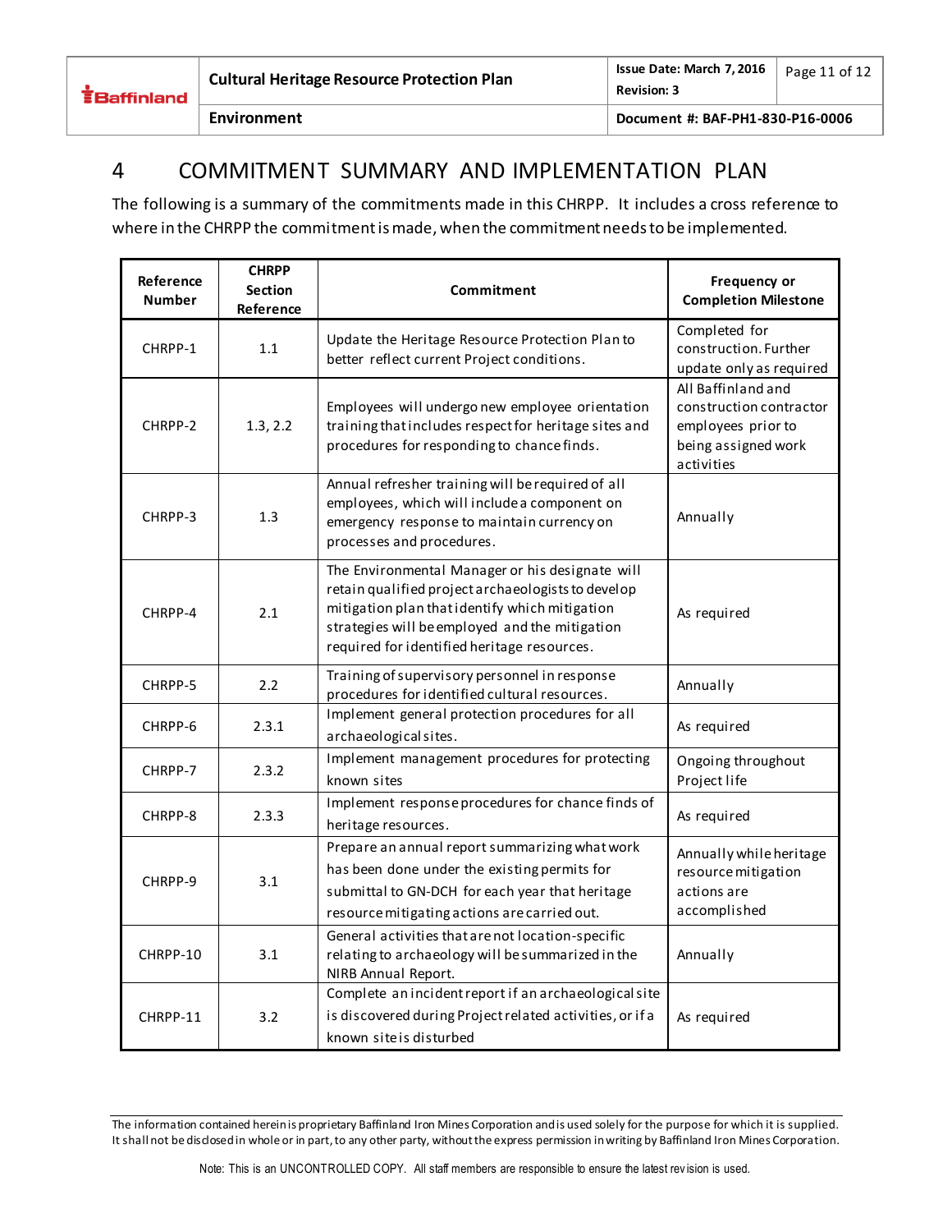# 4 COMMITMENT SUMMARY AND IMPLEMENTATION PLAN

The following is a summary of the commitments made in this CHRPP. It includes a cross reference to where in the CHRPP the commitment is made, when the commitment needs to be implemented.

| Reference Number | CHRPP Section Reference | Commitment | Frequency or Completion Milestone |
|---|---|---|---|
| CHRPP-1 | 1.1 | Update the Heritage Resource Protection Plan to better reflect current Project conditions. | Completed for construction. Further update only as required |
| CHRPP-2 | 1.3, 2.2 | Employees will undergo new employee orientation training that includes respect for heritage sites and procedures for responding to chance finds. | All Baffinland and construction contractor employees prior to being assigned work activities |
| CHRPP-3 | 1.3 | Annual refresher training will be required of all employees, which will include a component on emergency response to maintain currency on processes and procedures. | Annually |
| CHRPP-4 | 2.1 | The Environmental Manager or his designate will retain qualified project archaeologists to develop mitigation plan that identify which mitigation strategies will be employed and the mitigation required for identified heritage resources. | As required |
| CHRPP-5 | 2.2 | Training of supervisory personnel in response procedures for identified cultural resources. | Annually |
| CHRPP-6 | 2.3.1 | Implement general protection procedures for all archaeological sites. | As required |
| CHRPP-7 | 2.3.2 | Implement management procedures for protecting known sites | Ongoing throughout Project life |
| CHRPP-8 | 2.3.3 | Implement response procedures for chance finds of heritage resources. | As required |
| CHRPP-9 | 3.1 | Prepare an annual report summarizing what work has been done under the existing permits for submittal to GN-DCH for each year that heritage resource mitigating actions are carried out. | Annually while heritage resource mitigation actions are accomplished |
| CHRPP-10 | 3.1 | General activities that are not location-specific relating to archaeology will be summarized in the NIRB Annual Report. | Annually |
| CHRPP-11 | 3.2 | Complete an incident report if an archaeological site is discovered during Project related activities, or if a known site is disturbed | As required |

The information contained herein is proprietary Baffinland Iron Mines Corporation and is used solely for the purpose for which it is supplied. It shall not be disclosed in whole or in part, to any other party, without the express permission in writing by Baffinland Iron Mines Corporation.

Note: This is an UNCONTROLLED COPY. All staff members are responsible to ensure the latest revision is used.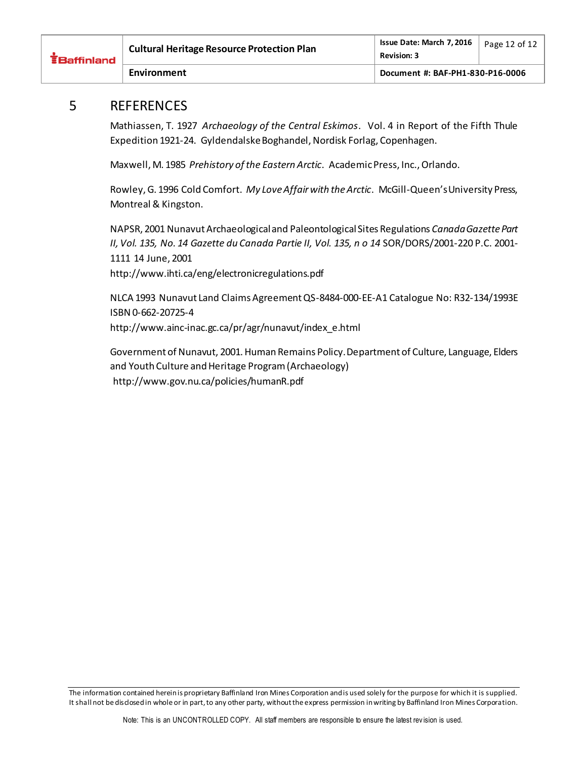# 5 REFERENCES

Mathiassen, T. 1927 *Archaeology of the Central Eskimos*. Vol. 4 in Report of the Fifth Thule Expedition 1921-24. Gyldendalske Boghandel, Nordisk Forlag, Copenhagen.

Maxwell, M. 1985 *Prehistory of the Eastern Arctic*. Academic Press, Inc., Orlando.

Rowley, G. 1996 Cold Comfort. *My Love Affair with the Arctic*. McGill-Queen's University Press, Montreal & Kingston.

NAPSR, 2001 Nunavut Archaeological and Paleontological Sites Regulations *Canada Gazette Part II, Vol. 135, No. 14 Gazette du Canada Partie II, Vol. 135, n o 14* SOR/DORS/2001-220 P.C. 2001-1111 14 June, 2001
http://www.ihti.ca/eng/electronicregulations.pdf

NLCA 1993 Nunavut Land Claims Agreement QS-8484-000-EE-A1 Catalogue No: R32-134/1993E ISBN 0-662-20725-4
http://www.ainc-inac.gc.ca/pr/agr/nunavut/index_e.html

Government of Nunavut, 2001. Human Remains Policy. Department of Culture, Language, Elders and Youth Culture and Heritage Program (Archaeology)
http://www.gov.nu.ca/policies/humanR.pdf